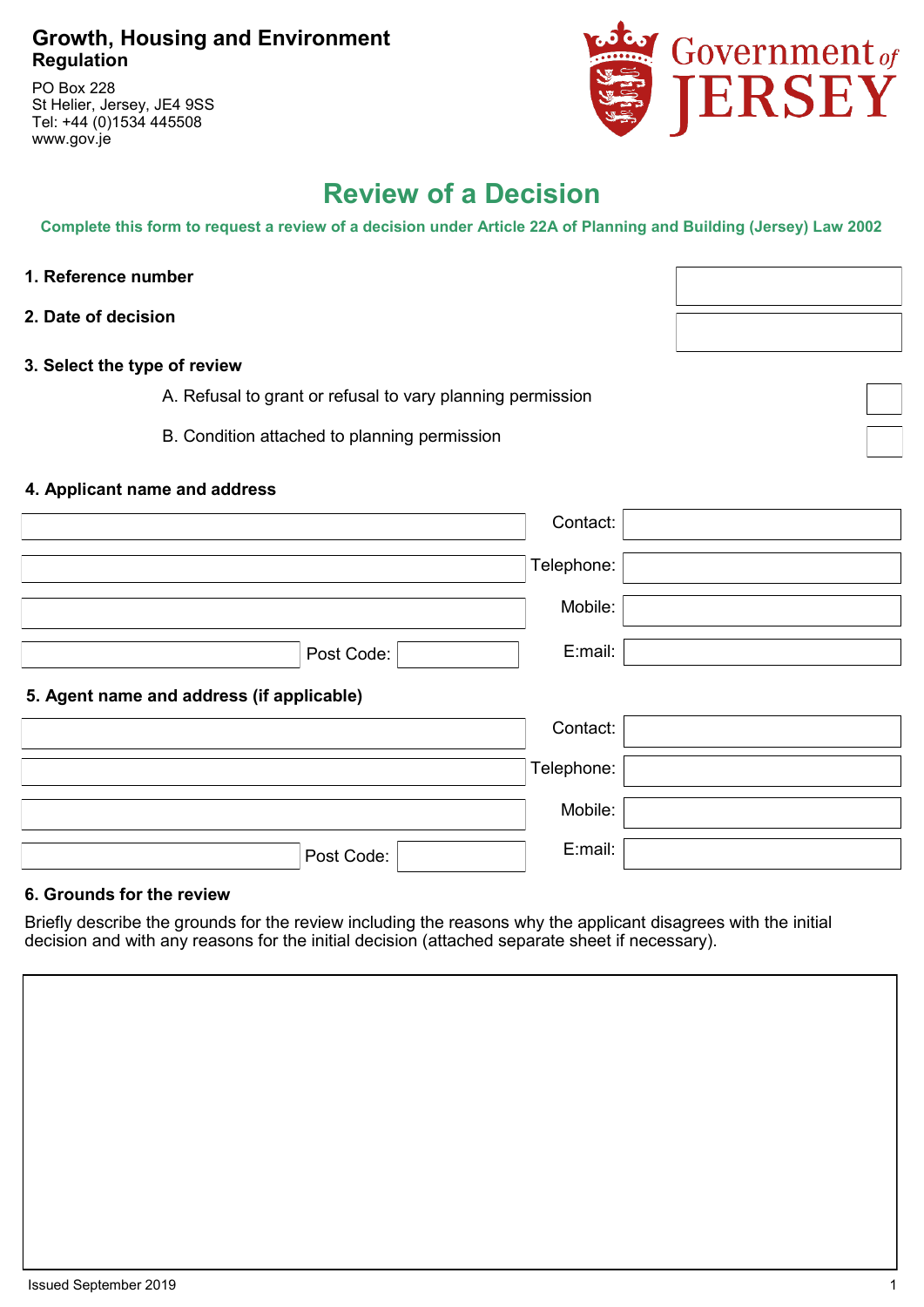**Growth, Housing and Environment**
**Regulation**

PO Box 228
St Helier, Jersey, JE4 9SS
Tel: +44 (0)1534 445508
www.gov.je

Government of JERSEY

# Review of a Decision

**Complete this form to request a review of a decision under Article 22A of Planning and Building (Jersey) Law 2002**

**1. Reference number**

**2. Date of decision**

**3. Select the type of review**

A. Refusal to grant or refusal to vary planning permission ☐

B. Condition attached to planning permission ☐

**4. Applicant name and address**

| | | |
|---|---|---|
| | Contact: | |
| | Telephone: | |
| | Mobile: | |
| Post Code: | E:mail: | |

**5. Agent name and address (if applicable)**

| | | |
|---|---|---|
| | Contact: | |
| | Telephone: | |
| | Mobile: | |
| Post Code: | E:mail: | |

**6. Grounds for the review**

Briefly describe the grounds for the review including the reasons why the applicant disagrees with the initial decision and with any reasons for the initial decision (attached separate sheet if necessary).

Issued September 2019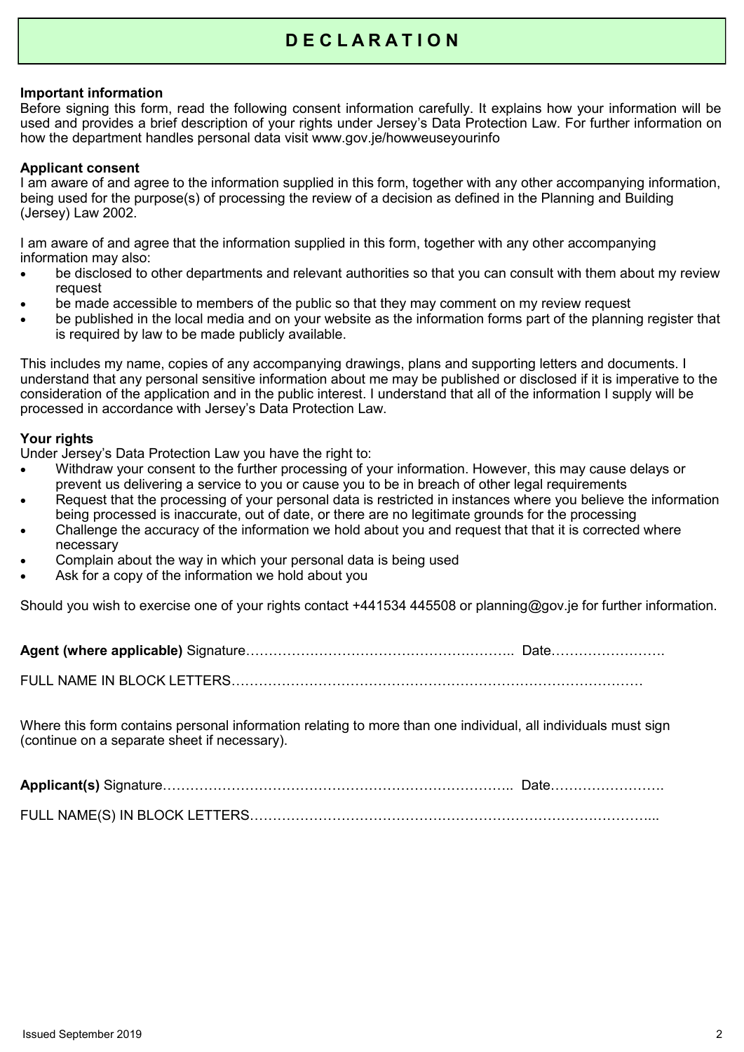# DECLARATION

**Important information**
Before signing this form, read the following consent information carefully. It explains how your information will be used and provides a brief description of your rights under Jersey's Data Protection Law. For further information on how the department handles personal data visit www.gov.je/howweuseyourinfo

**Applicant consent**
I am aware of and agree to the information supplied in this form, together with any other accompanying information, being used for the purpose(s) of processing the review of a decision as defined in the Planning and Building (Jersey) Law 2002.

I am aware of and agree that the information supplied in this form, together with any other accompanying information may also:

- be disclosed to other departments and relevant authorities so that you can consult with them about my review request
- be made accessible to members of the public so that they may comment on my review request
- be published in the local media and on your website as the information forms part of the planning register that is required by law to be made publicly available.

This includes my name, copies of any accompanying drawings, plans and supporting letters and documents. I understand that any personal sensitive information about me may be published or disclosed if it is imperative to the consideration of the application and in the public interest. I understand that all of the information I supply will be processed in accordance with Jersey's Data Protection Law.

**Your rights**
Under Jersey's Data Protection Law you have the right to:

- Withdraw your consent to the further processing of your information. However, this may cause delays or prevent us delivering a service to you or cause you to be in breach of other legal requirements
- Request that the processing of your personal data is restricted in instances where you believe the information being processed is inaccurate, out of date, or there are no legitimate grounds for the processing
- Challenge the accuracy of the information we hold about you and request that that it is corrected where necessary
- Complain about the way in which your personal data is being used
- Ask for a copy of the information we hold about you

Should you wish to exercise one of your rights contact +441534 445508 or planning@gov.je for further information.

**Agent (where applicable)** Signature………………………………………………….. Date…………………….

FULL NAME IN BLOCK LETTERS……………………………………………………………………………

Where this form contains personal information relating to more than one individual, all individuals must sign (continue on a separate sheet if necessary).

**Applicant(s)** Signature………………………………………………………………….. Date…………………….

FULL NAME(S) IN BLOCK LETTERS…………………………………………………………………………...

Issued September 2019